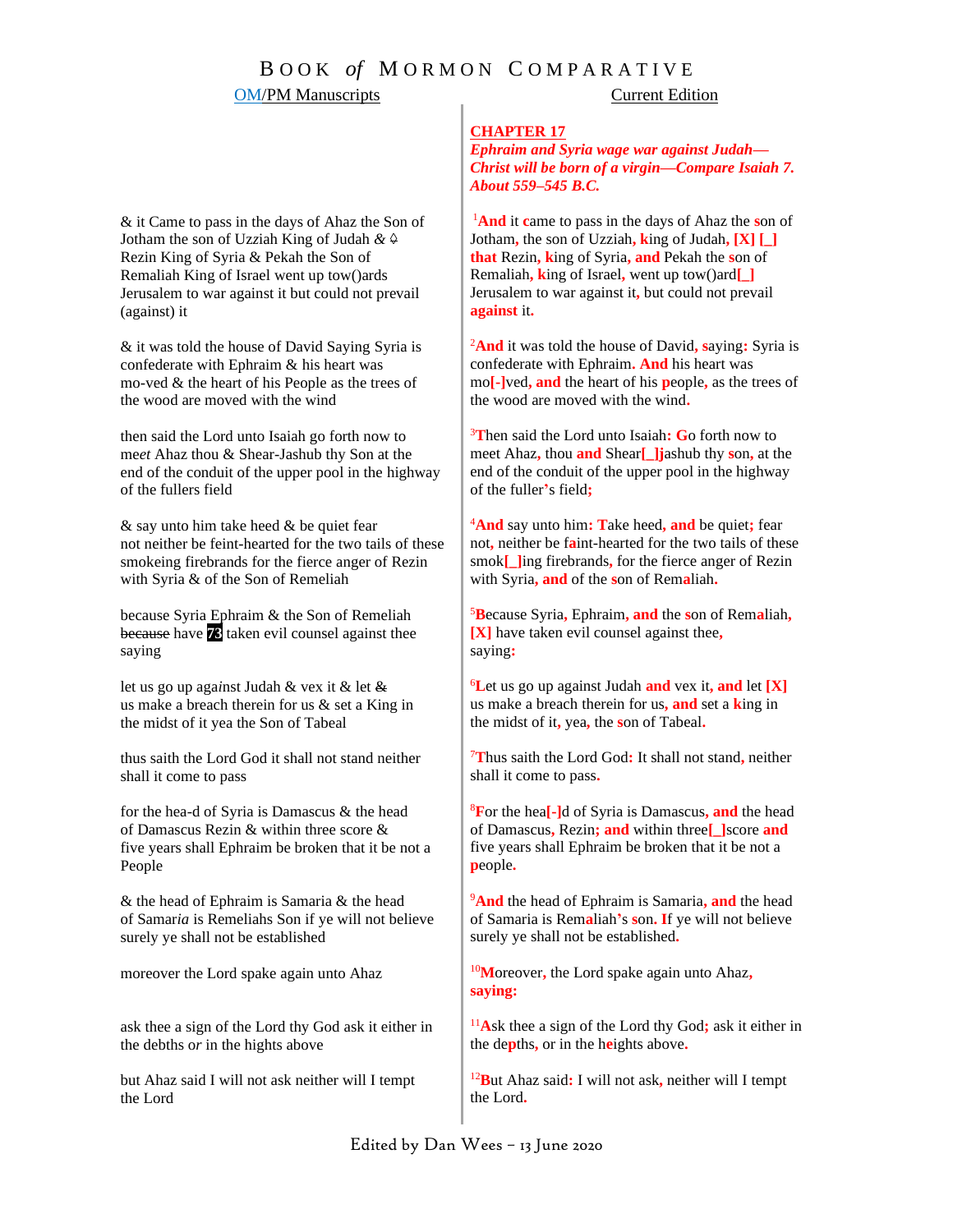# BOOK *of* MORMON COMPARATIVE

| OM/PM Manuscripts | Current Edition |
|---|---|
| | **CHAPTER 17**<br>***Ephraim and Syria wage war against Judah—Christ will be born of a virgin—Compare Isaiah 7. About 559–545 B.C.*** |
| & it Came to pass in the days of Ahaz the Son of Jotham the son of Uzziah King of Judah & ♤ Rezin King of Syria & Pekah the Son of Remaliah King of Israel went up tow()ards Jerusalem to war against it but could not prevail (against) it | [1]**And** it **c**ame to pass in the days of Ahaz the **s**on of Jotham**,** the son of Uzziah**, k**ing of Judah**, [X] [_] that** Rezin**, k**ing of Syria**, and** Pekah the **s**on of Remaliah**, k**ing of Israel**,** went up tow()ard**[_]** Jerusalem to war against it**,** but could not prevail **against** it**.** |
| & it was told the house of David Saying Syria is confederate with Ephraim & his heart was mo-ved & the heart of his People as the trees of the wood are moved with the wind | [2]**And** it was told the house of David**, s**aying**:** Syria is confederate with Ephraim**. And** his heart was mo**[-]**ved**, and** the heart of his **p**eople**,** as the trees of the wood are moved with the wind**.** |
| then said the Lord unto Isaiah go forth now to me*e*t Ahaz thou & Shear-Jashub thy Son at the end of the conduit of the upper pool in the highway of the fullers field | [3]**T**hen said the Lord unto Isaiah**: G**o forth now to meet Ahaz**,** thou **and** Shear**[_]j**ashub thy **s**on**,** at the end of the conduit of the upper pool in the highway of the fuller**'**s field**;** |
| & say unto him take heed & be quiet fear not neither be feint-hearted for the two tails of these smokeing firebrands for the fierce anger of Rezin with Syria & of the Son of Remeliah | [4]**And** say unto him**: T**ake heed**, and** be quiet**;** fear not**,** neither be f**a**int-hearted for the two tails of these smok**[_]**ing firebrands**,** for the fierce anger of Rezin with Syria**, and** of the **s**on of Rem**a**liah**.** |
| because Syria Ephraim & the Son of Remeliah ~~because~~ have 73 taken evil counsel against thee saying | [5]**B**ecause Syria**,** Ephraim**, and** the **s**on of Rem**a**liah**, [X]** have taken evil counsel against thee**,** saying**:** |
| let us go up aga*i*nst Judah & vex it & let ~~&~~ us make a breach therein for us & set a King in the midst of it yea the Son of Tabeal | [6]**L**et us go up against Judah **and** vex it**, and** let **[X]** us make a breach therein for us**, and** set a **k**ing in the midst of it**,** yea**,** the **s**on of Tabeal**.** |
| thus saith the Lord God it shall not stand neither shall it come to pass | [7]**T**hus saith the Lord God**:** It shall not stand**,** neither shall it come to pass**.** |
| for the hea-d of Syria is Damascus & the head of Damascus Rezin & within three score & five years shall Ephraim be broken that it be not a People | [8]**F**or the hea**[-]**d of Syria is Damascus**, and** the head of Damascus**,** Rezin**; and** within three**[_]**score **and** five years shall Ephraim be broken that it be not a **p**eople**.** |
| & the head of Ephraim is Samaria & the head of Samar*ia* is Remeliahs Son if ye will not believe surely ye shall not be established | [9]**And** the head of Ephraim is Samaria**, and** the head of Samaria is Rem**a**liah**'**s **s**on**. I**f ye will not believe surely ye shall not be established**.** |
| moreover the Lord spake again unto Ahaz | [10]**M**oreover**,** the Lord spake again unto Ahaz**, saying:** |
| ask thee a sign of the Lord thy God ask it either in the debths *or* in the hights above | [11]**A**sk thee a sign of the Lord thy God**;** ask it either in the de**p**ths**,** or in the h**e**ights above**.** |
| but Ahaz said I will not ask neither will I tempt the Lord | [12]**B**ut Ahaz said**:** I will not ask**,** neither will I tempt the Lord**.** |

Edited by Dan Wees – 13 June 2020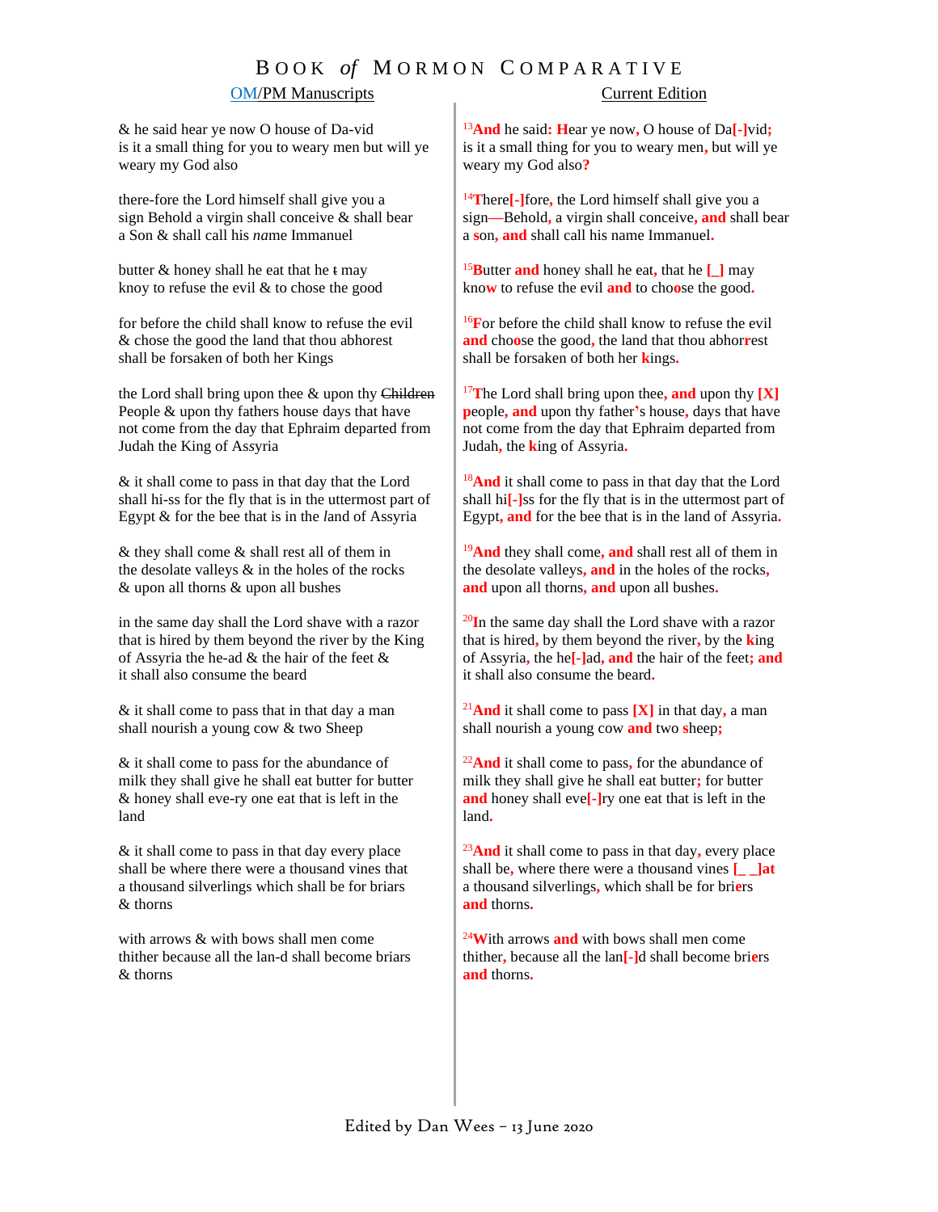| OM/PM Manuscripts | Current Edition |
|---|---|
| & he said hear ye now O house of Da-vid is it a small thing for you to weary men but will ye weary my God also | 13 And he said: Hear ye now, O house of Da[-]vid; is it a small thing for you to weary men, but will ye weary my God also? |
| there-fore the Lord himself shall give you a sign Behold a virgin shall conceive & shall bear a Son & shall call his *na*me Immanuel | 14 There[-]fore, the Lord himself shall give you a sign—Behold, a virgin shall conceive, and shall bear a son, and shall call his name Immanuel. |
| butter & honey shall he eat that he ~~t~~ may knoy to refuse the evil & to chose the good | 15 Butter and honey shall he eat, that he [_] may know to refuse the evil and to choose the good. |
| for before the child shall know to refuse the evil & chose the good the land that thou abhorest shall be forsaken of both her Kings | 16 For before the child shall know to refuse the evil and choose the good, the land that thou abhorrest shall be forsaken of both her kings. |
| the Lord shall bring upon thee & upon thy ~~Children~~ People & upon thy fathers house days that have not come from the day that Ephraim departed from Judah the King of Assyria | 17 The Lord shall bring upon thee, and upon thy [X] people, and upon thy father's house, days that have not come from the day that Ephraim departed from Judah, the king of Assyria. |
| & it shall come to pass in that day that the Lord shall hi-ss for the fly that is in the uttermost part of Egypt & for the bee that is in the *l*and of Assyria | 18 And it shall come to pass in that day that the Lord shall hi[-]ss for the fly that is in the uttermost part of Egypt, and for the bee that is in the land of Assyria. |
| & they shall come & shall rest all of them in the desolate valleys & in the holes of the rocks & upon all thorns & upon all bushes | 19 And they shall come, and shall rest all of them in the desolate valleys, and in the holes of the rocks, and upon all thorns, and upon all bushes. |
| in the same day shall the Lord shave with a razor that is hired by them beyond the river by the King of Assyria the he-ad & the hair of the feet & it shall also consume the beard | 20 In the same day shall the Lord shave with a razor that is hired, by them beyond the river, by the king of Assyria, the he[-]ad, and the hair of the feet; and it shall also consume the beard. |
| & it shall come to pass that in that day a man shall nourish a young cow & two Sheep | 21 And it shall come to pass [X] in that day, a man shall nourish a young cow and two sheep; |
| & it shall come to pass for the abundance of milk they shall give he shall eat butter for butter & honey shall eve-ry one eat that is left in the land | 22 And it shall come to pass, for the abundance of milk they shall give he shall eat butter; for butter and honey shall eve[-]ry one eat that is left in the land. |
| & it shall come to pass in that day every place shall be where there were a thousand vines that a thousand silverlings which shall be for briars & thorns | 23 And it shall come to pass in that day, every place shall be, where there were a thousand vines [_ _]at a thousand silverlings, which shall be for briers and thorns. |
| with arrows & with bows shall men come thither because all the lan-d shall become briars & thorns | 24 With arrows and with bows shall men come thither, because all the lan[-]d shall become briers and thorns. |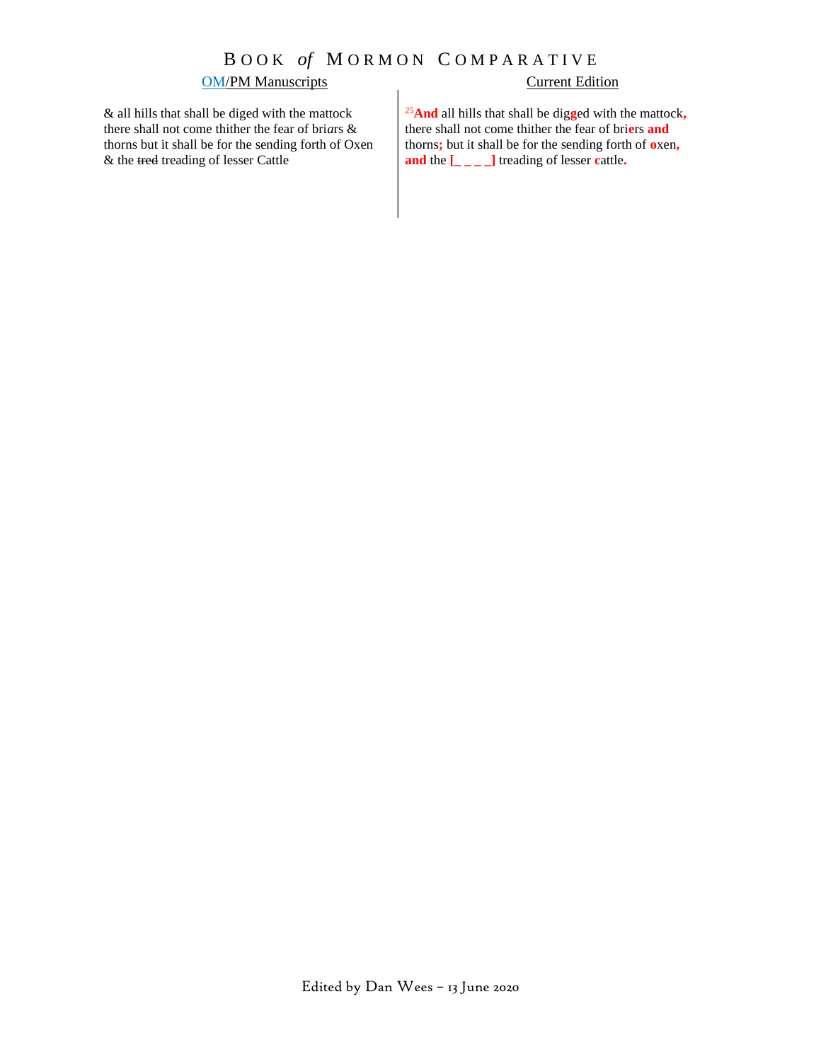| OM/PM Manuscripts | Current Edition |
| --- | --- |
| & all hills that shall be diged with the mattock there shall not come thither the fear of bri*a*rs & thorns but it shall be for the sending forth of Oxen & the ~~tred~~ treading of lesser Cattle | 25 **And** all hills that shall be dig**g**ed with the mattock**,** there shall not come thither the fear of bri**e**rs **and** thorns**;** but it shall be for the sending forth of **o**xen**,** **and** the **[_ _ _ _]** treading of lesser **c**attle**.** |

Edited by Dan Wees – 13 June 2020